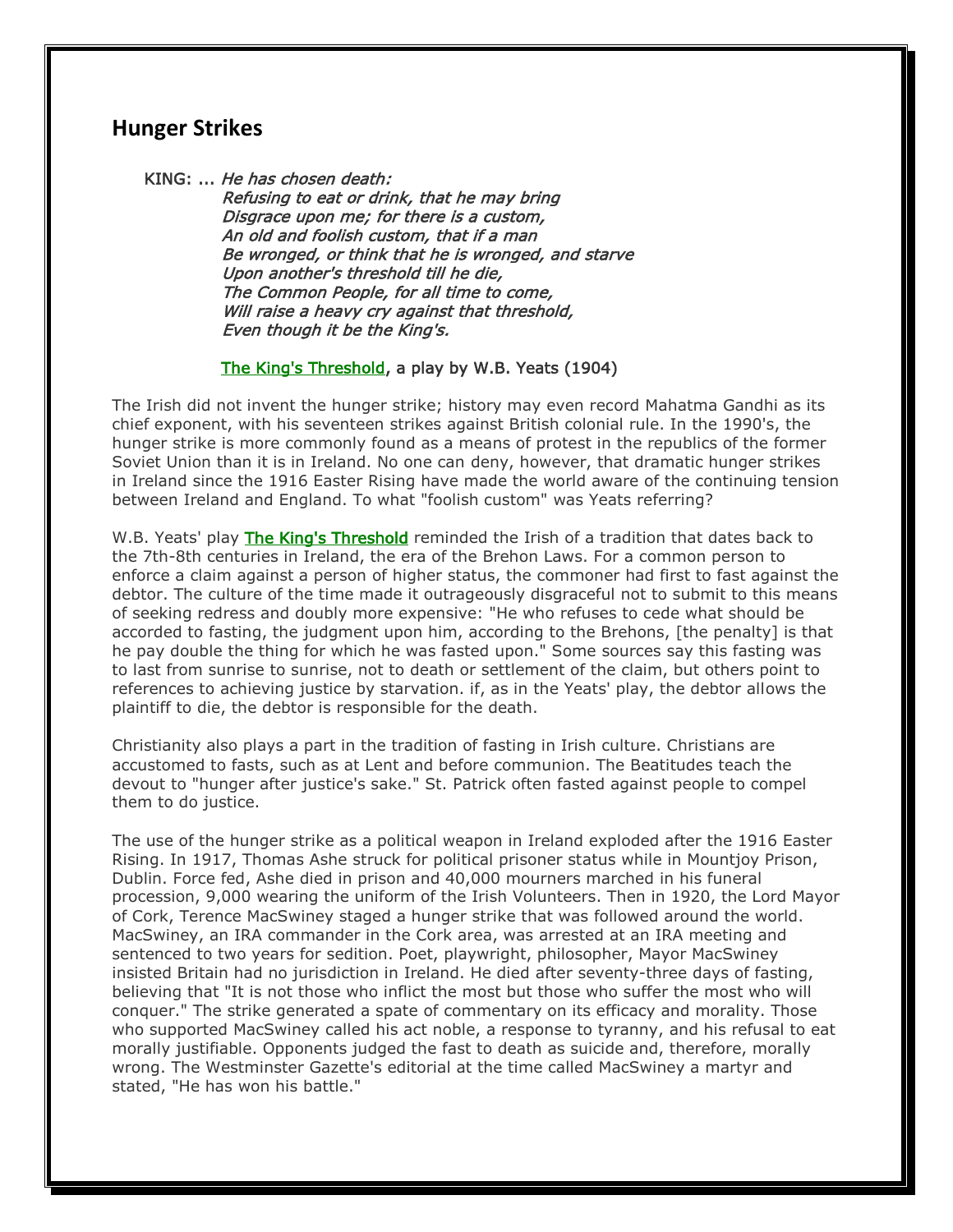## Hunger Strikes

> KING: ... *He has chosen death:*
> *Refusing to eat or drink, that he may bring*
> *Disgrace upon me; for there is a custom,*
> *An old and foolish custom, that if a man*
> *Be wronged, or think that he is wronged, and starve*
> *Upon another's threshold till he die,*
> *The Common People, for all time to come,*
> *Will raise a heavy cry against that threshold,*
> *Even though it be the King's.*
>
> The King's Threshold, a play by W.B. Yeats (1904)

The Irish did not invent the hunger strike; history may even record Mahatma Gandhi as its chief exponent, with his seventeen strikes against British colonial rule. In the 1990's, the hunger strike is more commonly found as a means of protest in the republics of the former Soviet Union than it is in Ireland. No one can deny, however, that dramatic hunger strikes in Ireland since the 1916 Easter Rising have made the world aware of the continuing tension between Ireland and England. To what "foolish custom" was Yeats referring?

W.B. Yeats' play **The King's Threshold** reminded the Irish of a tradition that dates back to the 7th-8th centuries in Ireland, the era of the Brehon Laws. For a common person to enforce a claim against a person of higher status, the commoner had first to fast against the debtor. The culture of the time made it outrageously disgraceful not to submit to this means of seeking redress and doubly more expensive: "He who refuses to cede what should be accorded to fasting, the judgment upon him, according to the Brehons, [the penalty] is that he pay double the thing for which he was fasted upon." Some sources say this fasting was to last from sunrise to sunrise, not to death or settlement of the claim, but others point to references to achieving justice by starvation. if, as in the Yeats' play, the debtor allows the plaintiff to die, the debtor is responsible for the death.

Christianity also plays a part in the tradition of fasting in Irish culture. Christians are accustomed to fasts, such as at Lent and before communion. The Beatitudes teach the devout to "hunger after justice's sake." St. Patrick often fasted against people to compel them to do justice.

The use of the hunger strike as a political weapon in Ireland exploded after the 1916 Easter Rising. In 1917, Thomas Ashe struck for political prisoner status while in Mountjoy Prison, Dublin. Force fed, Ashe died in prison and 40,000 mourners marched in his funeral procession, 9,000 wearing the uniform of the Irish Volunteers. Then in 1920, the Lord Mayor of Cork, Terence MacSwiney staged a hunger strike that was followed around the world. MacSwiney, an IRA commander in the Cork area, was arrested at an IRA meeting and sentenced to two years for sedition. Poet, playwright, philosopher, Mayor MacSwiney insisted Britain had no jurisdiction in Ireland. He died after seventy-three days of fasting, believing that "It is not those who inflict the most but those who suffer the most who will conquer." The strike generated a spate of commentary on its efficacy and morality. Those who supported MacSwiney called his act noble, a response to tyranny, and his refusal to eat morally justifiable. Opponents judged the fast to death as suicide and, therefore, morally wrong. The Westminster Gazette's editorial at the time called MacSwiney a martyr and stated, "He has won his battle."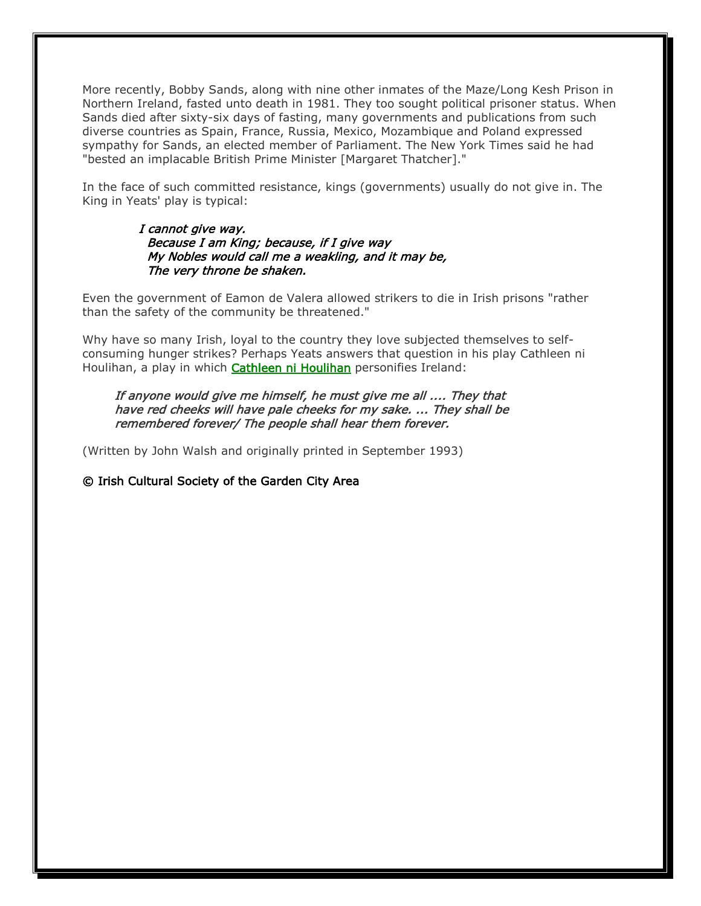More recently, Bobby Sands, along with nine other inmates of the Maze/Long Kesh Prison in Northern Ireland, fasted unto death in 1981. They too sought political prisoner status. When Sands died after sixty-six days of fasting, many governments and publications from such diverse countries as Spain, France, Russia, Mexico, Mozambique and Poland expressed sympathy for Sands, an elected member of Parliament. The New York Times said he had "bested an implacable British Prime Minister [Margaret Thatcher]."

In the face of such committed resistance, kings (governments) usually do not give in. The King in Yeats' play is typical:

> *I cannot give way.*
> *Because I am King; because, if I give way*
> *My Nobles would call me a weakling, and it may be,*
> *The very throne be shaken.*

Even the government of Eamon de Valera allowed strikers to die in Irish prisons "rather than the safety of the community be threatened."

Why have so many Irish, loyal to the country they love subjected themselves to self-consuming hunger strikes? Perhaps Yeats answers that question in his play Cathleen ni Houlihan, a play in which **Cathleen ni Houlihan** personifies Ireland:

> *If anyone would give me himself, he must give me all .... They that have red cheeks will have pale cheeks for my sake. ... They shall be remembered forever/ The people shall hear them forever.*

(Written by John Walsh and originally printed in September 1993)

© Irish Cultural Society of the Garden City Area